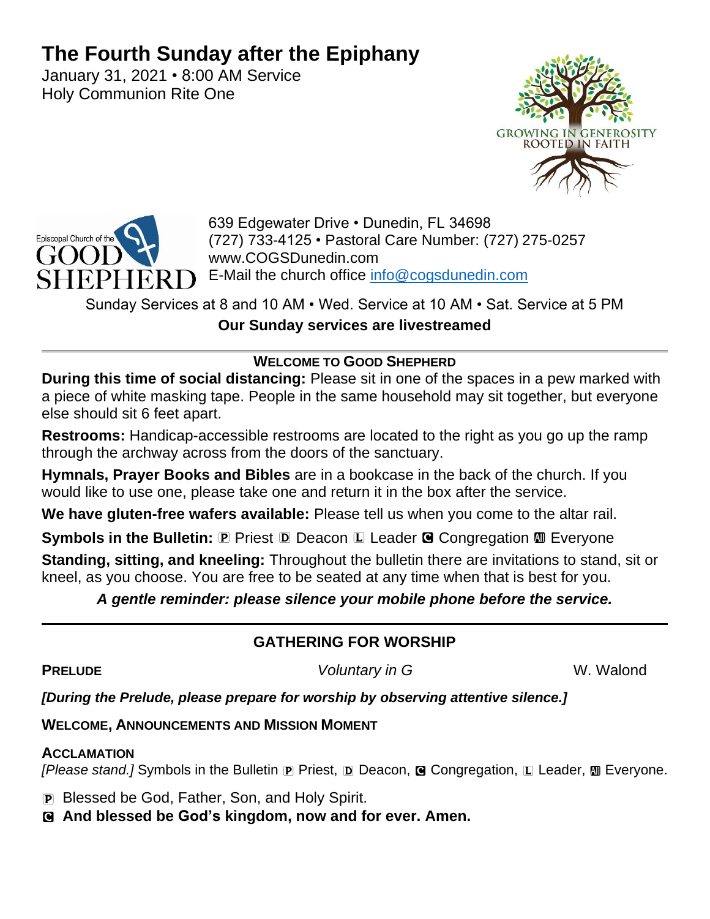# The Fourth Sunday after the Epiphany

January 31, 2021 • 8:00 AM Service
Holy Communion Rite One

GROWING IN GENEROSITY
ROOTED IN FAITH

Episcopal Church of the GOOD SHEPHERD

639 Edgewater Drive • Dunedin, FL 34698
(727) 733-4125 • Pastoral Care Number: (727) 275-0257
www.COGSDunedin.com
E-Mail the church office info@cogsdunedin.com

Sunday Services at 8 and 10 AM • Wed. Service at 10 AM • Sat. Service at 5 PM

**Our Sunday services are livestreamed**

---

### WELCOME TO GOOD SHEPHERD

**During this time of social distancing:** Please sit in one of the spaces in a pew marked with a piece of white masking tape. People in the same household may sit together, but everyone else should sit 6 feet apart.

**Restrooms:** Handicap-accessible restrooms are located to the right as you go up the ramp through the archway across from the doors of the sanctuary.

**Hymnals, Prayer Books and Bibles** are in a bookcase in the back of the church. If you would like to use one, please take one and return it in the box after the service.

**We have gluten-free wafers available:** Please tell us when you come to the altar rail.

**Symbols in the Bulletin:** P Priest D Deacon L Leader C Congregation All Everyone

**Standing, sitting, and kneeling:** Throughout the bulletin there are invitations to stand, sit or kneel, as you choose. You are free to be seated at any time when that is best for you.

***A gentle reminder: please silence your mobile phone before the service.***

---

## GATHERING FOR WORSHIP

**PRELUDE** *Voluntary in G* W. Walond

***[During the Prelude, please prepare for worship by observing attentive silence.]***

**WELCOME, ANNOUNCEMENTS AND MISSION MOMENT**

**ACCLAMATION**

*[Please stand.]* Symbols in the Bulletin P Priest, D Deacon, C Congregation, L Leader, All Everyone.

P Blessed be God, Father, Son, and Holy Spirit.

C **And blessed be God's kingdom, now and for ever. Amen.**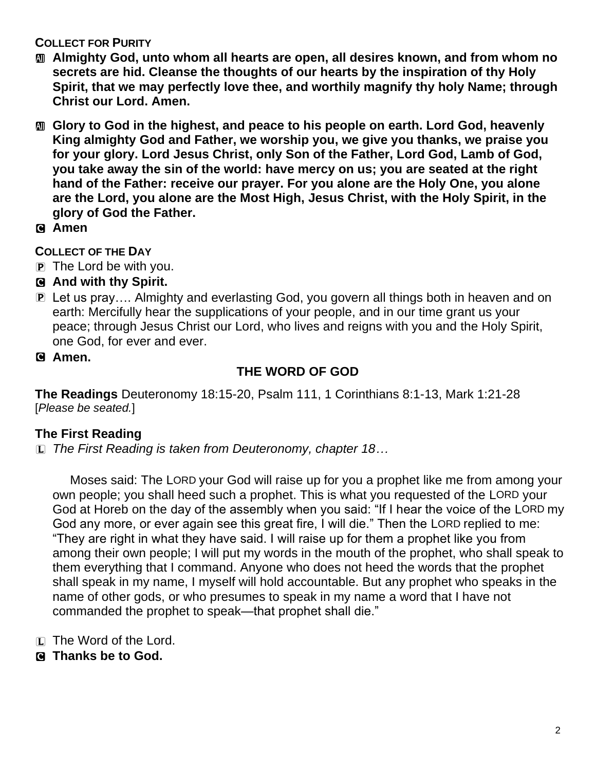**COLLECT FOR PURITY**

All **Almighty God, unto whom all hearts are open, all desires known, and from whom no secrets are hid. Cleanse the thoughts of our hearts by the inspiration of thy Holy Spirit, that we may perfectly love thee, and worthily magnify thy holy Name; through Christ our Lord. Amen.**

All **Glory to God in the highest, and peace to his people on earth. Lord God, heavenly King almighty God and Father, we worship you, we give you thanks, we praise you for your glory. Lord Jesus Christ, only Son of the Father, Lord God, Lamb of God, you take away the sin of the world: have mercy on us; you are seated at the right hand of the Father: receive our prayer. For you alone are the Holy One, you alone are the Lord, you alone are the Most High, Jesus Christ, with the Holy Spirit, in the glory of God the Father.**

C **Amen**

**COLLECT OF THE DAY**

P The Lord be with you.

C **And with thy Spirit.**

P Let us pray…. Almighty and everlasting God, you govern all things both in heaven and on earth: Mercifully hear the supplications of your people, and in our time grant us your peace; through Jesus Christ our Lord, who lives and reigns with you and the Holy Spirit, one God, for ever and ever.

C **Amen.**

## THE WORD OF GOD

**The Readings** Deuteronomy 18:15-20, Psalm 111, 1 Corinthians 8:1-13, Mark 1:21-28 [*Please be seated.*]

### The First Reading

L *The First Reading is taken from Deuteronomy, chapter 18…*

Moses said: The LORD your God will raise up for you a prophet like me from among your own people; you shall heed such a prophet. This is what you requested of the LORD your God at Horeb on the day of the assembly when you said: "If I hear the voice of the LORD my God any more, or ever again see this great fire, I will die." Then the LORD replied to me: "They are right in what they have said. I will raise up for them a prophet like you from among their own people; I will put my words in the mouth of the prophet, who shall speak to them everything that I command. Anyone who does not heed the words that the prophet shall speak in my name, I myself will hold accountable. But any prophet who speaks in the name of other gods, or who presumes to speak in my name a word that I have not commanded the prophet to speak—that prophet shall die."

L The Word of the Lord.

C **Thanks be to God.**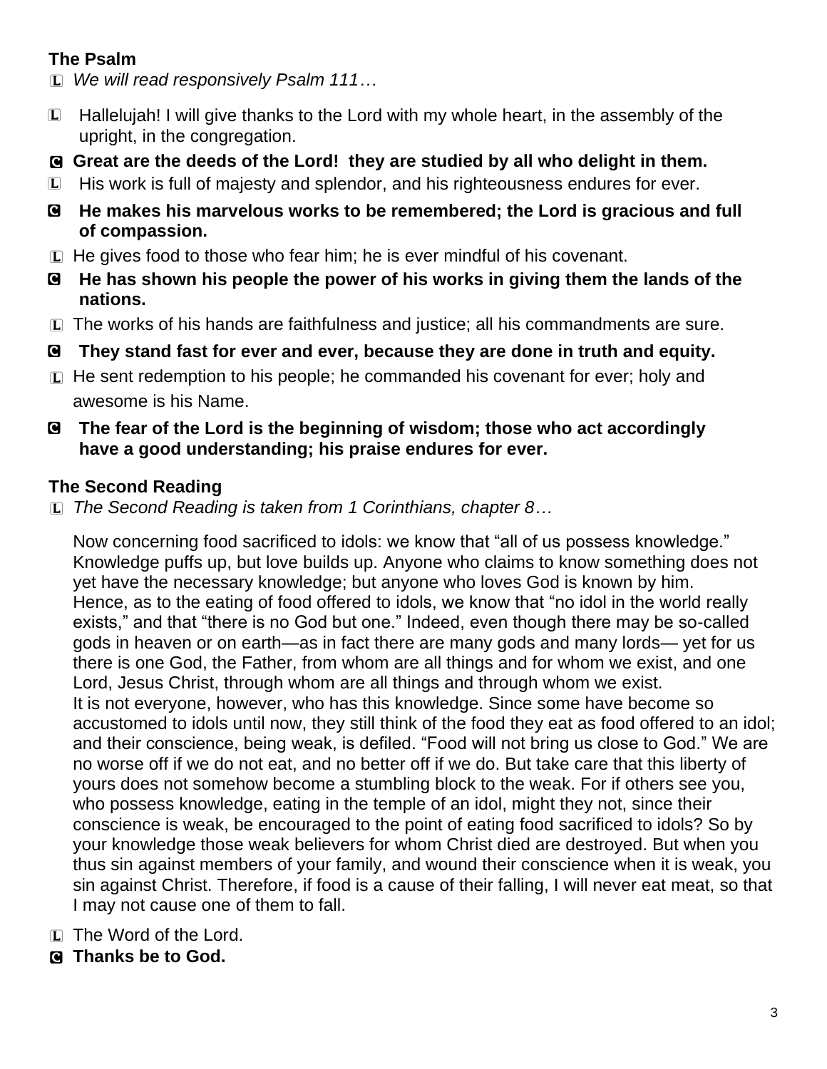### The Psalm

L *We will read responsively Psalm 111…*

L Hallelujah! I will give thanks to the Lord with my whole heart, in the assembly of the upright, in the congregation.

C **Great are the deeds of the Lord! they are studied by all who delight in them.**

L His work is full of majesty and splendor, and his righteousness endures for ever.

C **He makes his marvelous works to be remembered; the Lord is gracious and full of compassion.**

L He gives food to those who fear him; he is ever mindful of his covenant.

C **He has shown his people the power of his works in giving them the lands of the nations.**

L The works of his hands are faithfulness and justice; all his commandments are sure.

C **They stand fast for ever and ever, because they are done in truth and equity.**

L He sent redemption to his people; he commanded his covenant for ever; holy and awesome is his Name.

C **The fear of the Lord is the beginning of wisdom; those who act accordingly have a good understanding; his praise endures for ever.**

### The Second Reading

L *The Second Reading is taken from 1 Corinthians, chapter 8…*

Now concerning food sacrificed to idols: we know that "all of us possess knowledge." Knowledge puffs up, but love builds up. Anyone who claims to know something does not yet have the necessary knowledge; but anyone who loves God is known by him. Hence, as to the eating of food offered to idols, we know that "no idol in the world really exists," and that "there is no God but one." Indeed, even though there may be so-called gods in heaven or on earth—as in fact there are many gods and many lords— yet for us there is one God, the Father, from whom are all things and for whom we exist, and one Lord, Jesus Christ, through whom are all things and through whom we exist. It is not everyone, however, who has this knowledge. Since some have become so accustomed to idols until now, they still think of the food they eat as food offered to an idol; and their conscience, being weak, is defiled. "Food will not bring us close to God." We are no worse off if we do not eat, and no better off if we do. But take care that this liberty of yours does not somehow become a stumbling block to the weak. For if others see you, who possess knowledge, eating in the temple of an idol, might they not, since their conscience is weak, be encouraged to the point of eating food sacrificed to idols? So by your knowledge those weak believers for whom Christ died are destroyed. But when you thus sin against members of your family, and wound their conscience when it is weak, you sin against Christ. Therefore, if food is a cause of their falling, I will never eat meat, so that I may not cause one of them to fall.

L The Word of the Lord.

C **Thanks be to God.**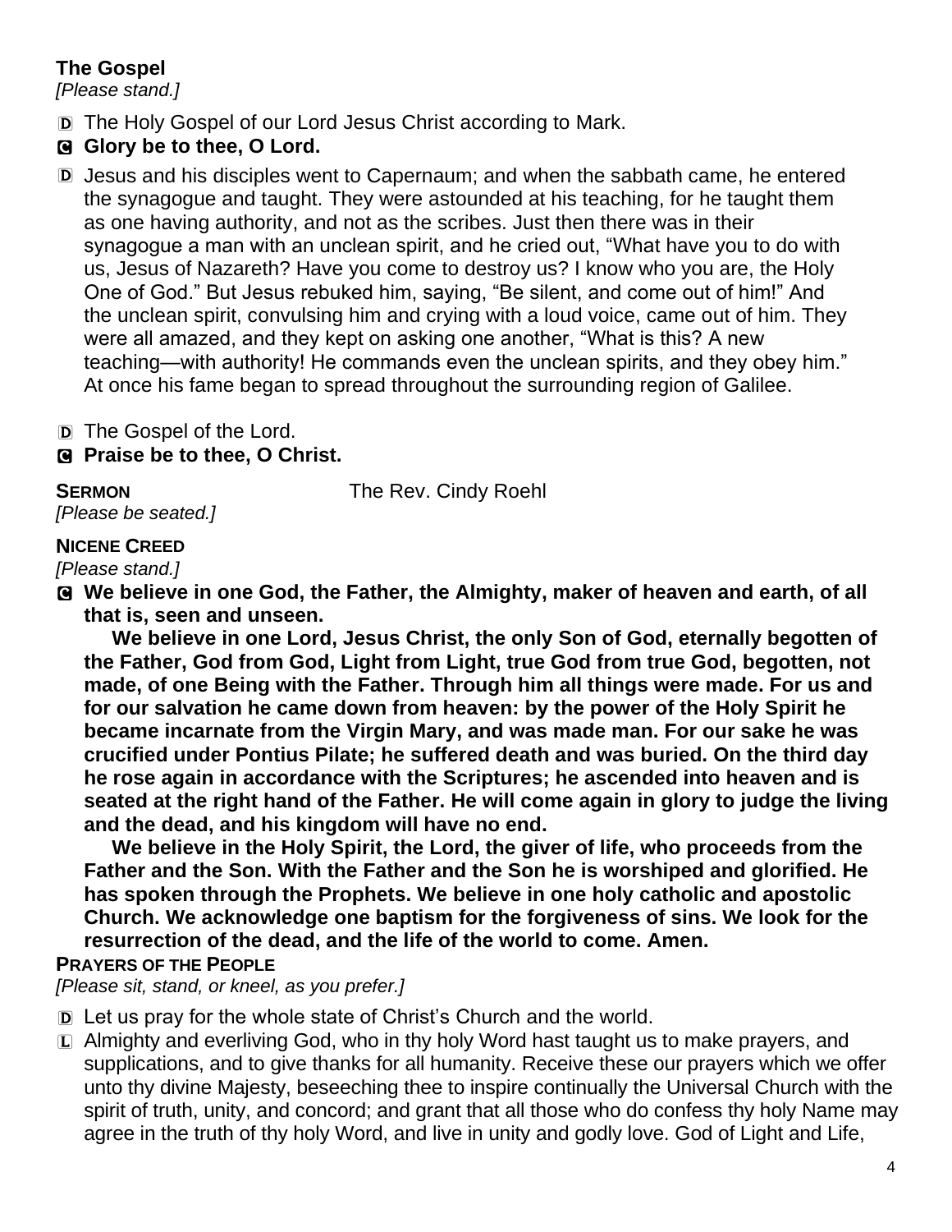**The Gospel**

*[Please stand.]*

D The Holy Gospel of our Lord Jesus Christ according to Mark.

C **Glory be to thee, O Lord.**

D Jesus and his disciples went to Capernaum; and when the sabbath came, he entered the synagogue and taught. They were astounded at his teaching, for he taught them as one having authority, and not as the scribes. Just then there was in their synagogue a man with an unclean spirit, and he cried out, "What have you to do with us, Jesus of Nazareth? Have you come to destroy us? I know who you are, the Holy One of God." But Jesus rebuked him, saying, "Be silent, and come out of him!" And the unclean spirit, convulsing him and crying with a loud voice, came out of him. They were all amazed, and they kept on asking one another, "What is this? A new teaching—with authority! He commands even the unclean spirits, and they obey him." At once his fame began to spread throughout the surrounding region of Galilee.

D The Gospel of the Lord.

C **Praise be to thee, O Christ.**

**SERMON** The Rev. Cindy Roehl

*[Please be seated.]*

**NICENE CREED**

*[Please stand.]*

C **We believe in one God, the Father, the Almighty, maker of heaven and earth, of all that is, seen and unseen.**

**We believe in one Lord, Jesus Christ, the only Son of God, eternally begotten of the Father, God from God, Light from Light, true God from true God, begotten, not made, of one Being with the Father. Through him all things were made. For us and for our salvation he came down from heaven: by the power of the Holy Spirit he became incarnate from the Virgin Mary, and was made man. For our sake he was crucified under Pontius Pilate; he suffered death and was buried. On the third day he rose again in accordance with the Scriptures; he ascended into heaven and is seated at the right hand of the Father. He will come again in glory to judge the living and the dead, and his kingdom will have no end.**

**We believe in the Holy Spirit, the Lord, the giver of life, who proceeds from the Father and the Son. With the Father and the Son he is worshiped and glorified. He has spoken through the Prophets. We believe in one holy catholic and apostolic Church. We acknowledge one baptism for the forgiveness of sins. We look for the resurrection of the dead, and the life of the world to come. Amen.**

**PRAYERS OF THE PEOPLE**

*[Please sit, stand, or kneel, as you prefer.]*

D Let us pray for the whole state of Christ's Church and the world.

L Almighty and everliving God, who in thy holy Word hast taught us to make prayers, and supplications, and to give thanks for all humanity. Receive these our prayers which we offer unto thy divine Majesty, beseeching thee to inspire continually the Universal Church with the spirit of truth, unity, and concord; and grant that all those who do confess thy holy Name may agree in the truth of thy holy Word, and live in unity and godly love. God of Light and Life,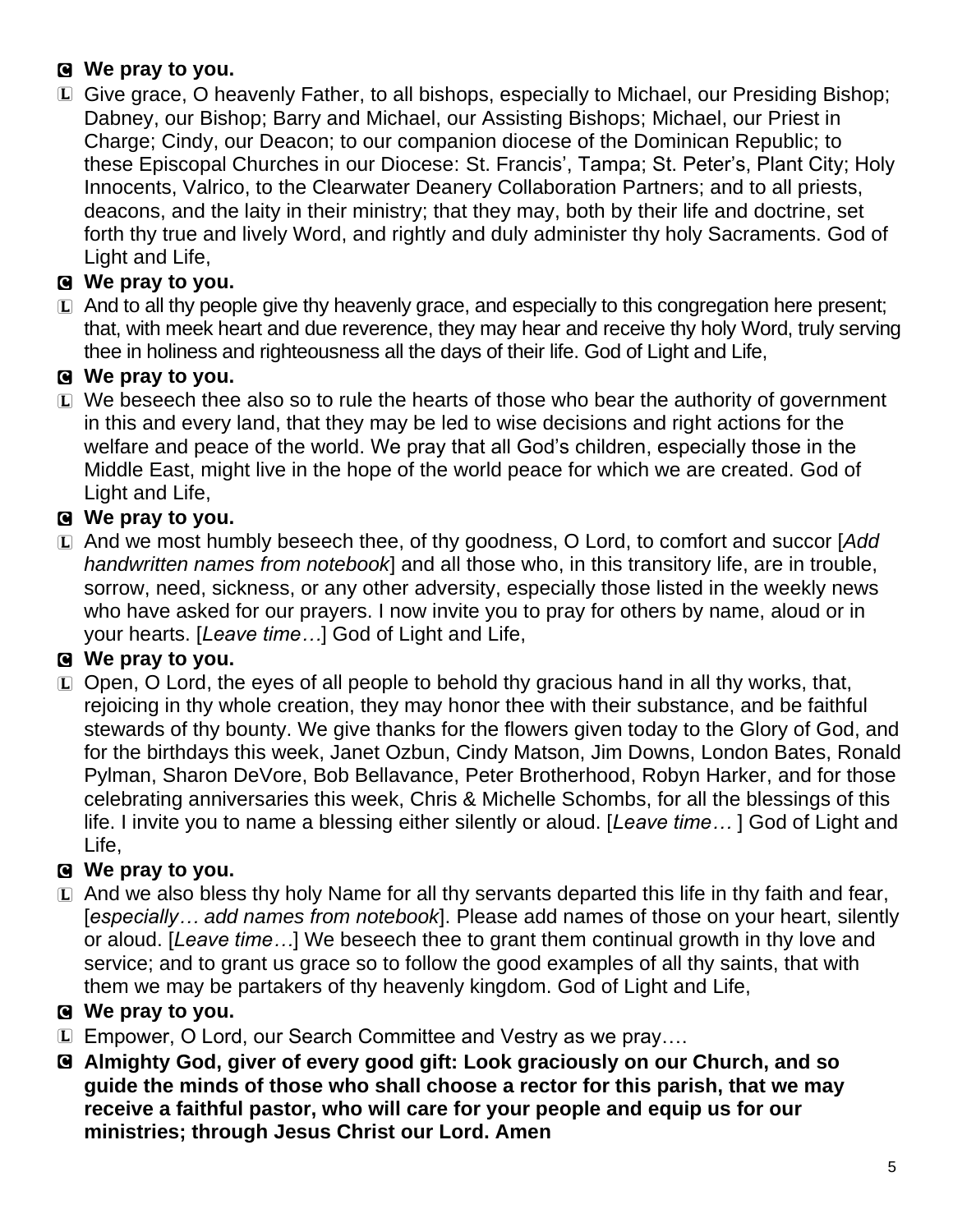**C We pray to you.**

L Give grace, O heavenly Father, to all bishops, especially to Michael, our Presiding Bishop; Dabney, our Bishop; Barry and Michael, our Assisting Bishops; Michael, our Priest in Charge; Cindy, our Deacon; to our companion diocese of the Dominican Republic; to these Episcopal Churches in our Diocese: St. Francis', Tampa; St. Peter's, Plant City; Holy Innocents, Valrico, to the Clearwater Deanery Collaboration Partners; and to all priests, deacons, and the laity in their ministry; that they may, both by their life and doctrine, set forth thy true and lively Word, and rightly and duly administer thy holy Sacraments. God of Light and Life,

**C We pray to you.**

L And to all thy people give thy heavenly grace, and especially to this congregation here present; that, with meek heart and due reverence, they may hear and receive thy holy Word, truly serving thee in holiness and righteousness all the days of their life. God of Light and Life,

**C We pray to you.**

L We beseech thee also so to rule the hearts of those who bear the authority of government in this and every land, that they may be led to wise decisions and right actions for the welfare and peace of the world. We pray that all God's children, especially those in the Middle East, might live in the hope of the world peace for which we are created. God of Light and Life,

**C We pray to you.**

L And we most humbly beseech thee, of thy goodness, O Lord, to comfort and succor [*Add handwritten names from notebook*] and all those who, in this transitory life, are in trouble, sorrow, need, sickness, or any other adversity, especially those listed in the weekly news who have asked for our prayers. I now invite you to pray for others by name, aloud or in your hearts. [*Leave time…*] God of Light and Life,

**C We pray to you.**

L Open, O Lord, the eyes of all people to behold thy gracious hand in all thy works, that, rejoicing in thy whole creation, they may honor thee with their substance, and be faithful stewards of thy bounty. We give thanks for the flowers given today to the Glory of God, and for the birthdays this week, Janet Ozbun, Cindy Matson, Jim Downs, London Bates, Ronald Pylman, Sharon DeVore, Bob Bellavance, Peter Brotherhood, Robyn Harker, and for those celebrating anniversaries this week, Chris & Michelle Schombs, for all the blessings of this life. I invite you to name a blessing either silently or aloud. [*Leave time…* ] God of Light and Life,

**C We pray to you.**

L And we also bless thy holy Name for all thy servants departed this life in thy faith and fear, [*especially… add names from notebook*]. Please add names of those on your heart, silently or aloud. [*Leave time…*] We beseech thee to grant them continual growth in thy love and service; and to grant us grace so to follow the good examples of all thy saints, that with them we may be partakers of thy heavenly kingdom. God of Light and Life,

**C We pray to you.**

L Empower, O Lord, our Search Committee and Vestry as we pray….

**C Almighty God, giver of every good gift: Look graciously on our Church, and so guide the minds of those who shall choose a rector for this parish, that we may receive a faithful pastor, who will care for your people and equip us for our ministries; through Jesus Christ our Lord. Amen**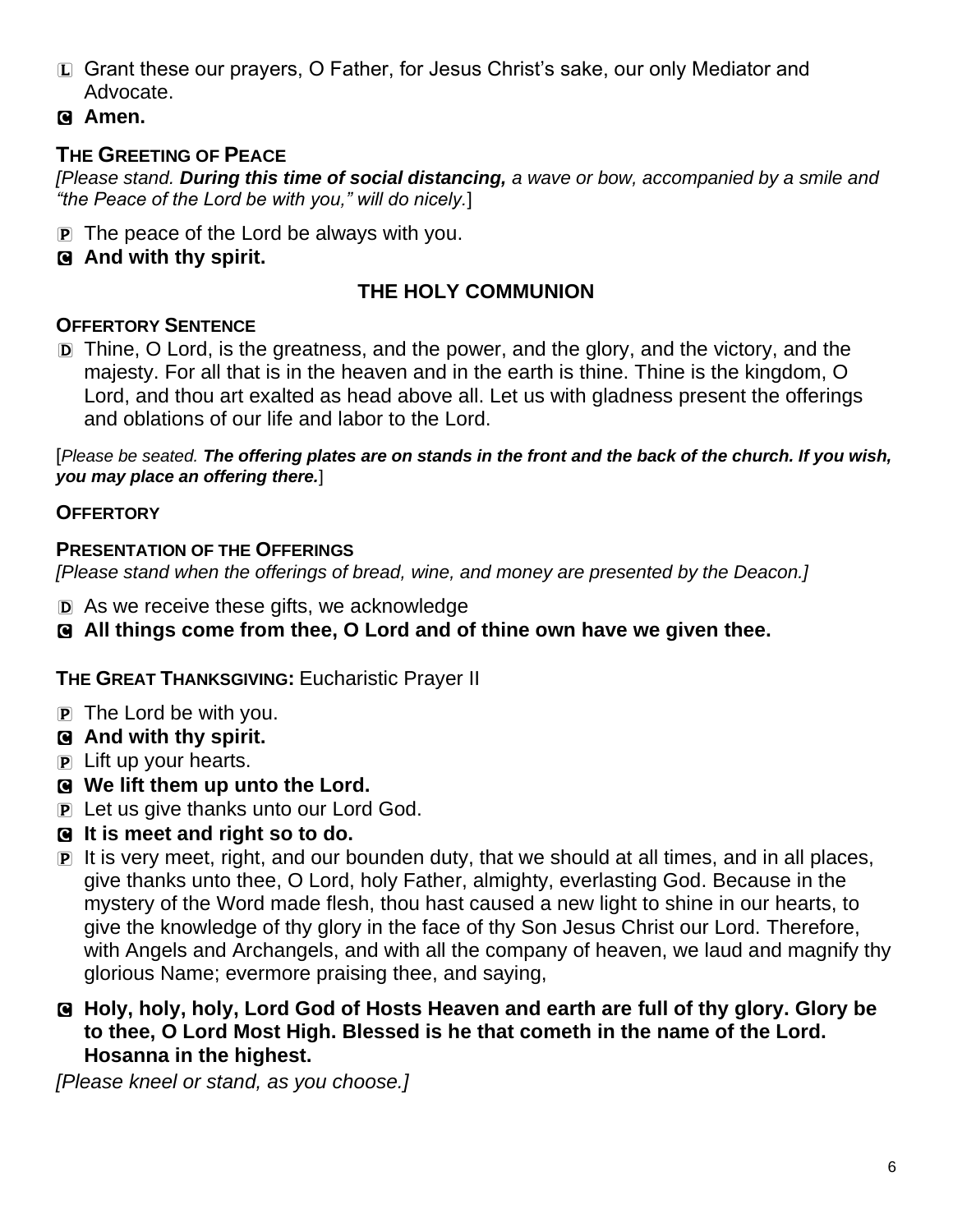L Grant these our prayers, O Father, for Jesus Christ's sake, our only Mediator and Advocate.

C **Amen.**

### THE GREETING OF PEACE

*[Please stand.* ***During this time of social distancing,*** *a wave or bow, accompanied by a smile and "the Peace of the Lord be with you," will do nicely.*]

P The peace of the Lord be always with you.

C **And with thy spirit.**

## THE HOLY COMMUNION

### OFFERTORY SENTENCE

D Thine, O Lord, is the greatness, and the power, and the glory, and the victory, and the majesty. For all that is in the heaven and in the earth is thine. Thine is the kingdom, O Lord, and thou art exalted as head above all. Let us with gladness present the offerings and oblations of our life and labor to the Lord.

[*Please be seated.* ***The offering plates are on stands in the front and the back of the church. If you wish, you may place an offering there.***]

### OFFERTORY

### PRESENTATION OF THE OFFERINGS

*[Please stand when the offerings of bread, wine, and money are presented by the Deacon.]*

D As we receive these gifts, we acknowledge

C **All things come from thee, O Lord and of thine own have we given thee.**

### THE GREAT THANKSGIVING: Eucharistic Prayer II

P The Lord be with you.

C **And with thy spirit.**

P Lift up your hearts.

C **We lift them up unto the Lord.**

P Let us give thanks unto our Lord God.

C **It is meet and right so to do.**

P It is very meet, right, and our bounden duty, that we should at all times, and in all places, give thanks unto thee, O Lord, holy Father, almighty, everlasting God. Because in the mystery of the Word made flesh, thou hast caused a new light to shine in our hearts, to give the knowledge of thy glory in the face of thy Son Jesus Christ our Lord. Therefore, with Angels and Archangels, and with all the company of heaven, we laud and magnify thy glorious Name; evermore praising thee, and saying,

C **Holy, holy, holy, Lord God of Hosts Heaven and earth are full of thy glory. Glory be to thee, O Lord Most High. Blessed is he that cometh in the name of the Lord. Hosanna in the highest.**

*[Please kneel or stand, as you choose.]*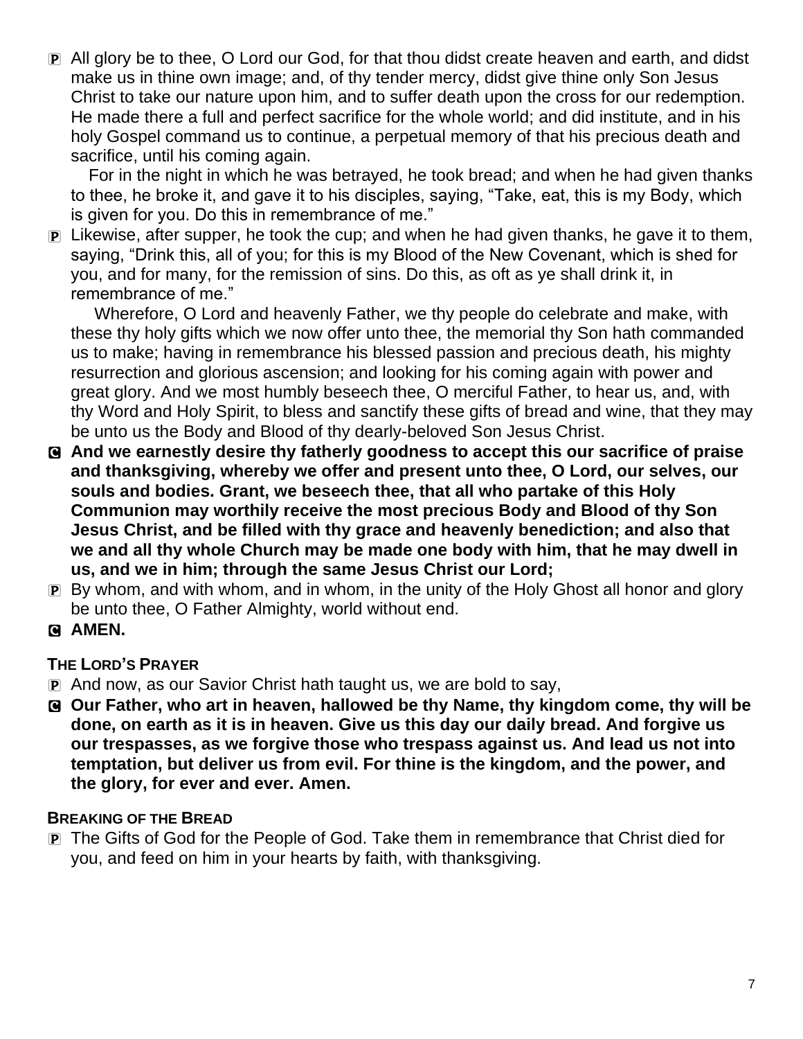P All glory be to thee, O Lord our God, for that thou didst create heaven and earth, and didst make us in thine own image; and, of thy tender mercy, didst give thine only Son Jesus Christ to take our nature upon him, and to suffer death upon the cross for our redemption. He made there a full and perfect sacrifice for the whole world; and did institute, and in his holy Gospel command us to continue, a perpetual memory of that his precious death and sacrifice, until his coming again.

For in the night in which he was betrayed, he took bread; and when he had given thanks to thee, he broke it, and gave it to his disciples, saying, "Take, eat, this is my Body, which is given for you. Do this in remembrance of me."

P Likewise, after supper, he took the cup; and when he had given thanks, he gave it to them, saying, "Drink this, all of you; for this is my Blood of the New Covenant, which is shed for you, and for many, for the remission of sins. Do this, as oft as ye shall drink it, in remembrance of me."

Wherefore, O Lord and heavenly Father, we thy people do celebrate and make, with these thy holy gifts which we now offer unto thee, the memorial thy Son hath commanded us to make; having in remembrance his blessed passion and precious death, his mighty resurrection and glorious ascension; and looking for his coming again with power and great glory. And we most humbly beseech thee, O merciful Father, to hear us, and, with thy Word and Holy Spirit, to bless and sanctify these gifts of bread and wine, that they may be unto us the Body and Blood of thy dearly-beloved Son Jesus Christ.

C **And we earnestly desire thy fatherly goodness to accept this our sacrifice of praise and thanksgiving, whereby we offer and present unto thee, O Lord, our selves, our souls and bodies. Grant, we beseech thee, that all who partake of this Holy Communion may worthily receive the most precious Body and Blood of thy Son Jesus Christ, and be filled with thy grace and heavenly benediction; and also that we and all thy whole Church may be made one body with him, that he may dwell in us, and we in him; through the same Jesus Christ our Lord;**

P By whom, and with whom, and in whom, in the unity of the Holy Ghost all honor and glory be unto thee, O Father Almighty, world without end.

C **AMEN.**

**THE LORD'S PRAYER**

P And now, as our Savior Christ hath taught us, we are bold to say,

C **Our Father, who art in heaven, hallowed be thy Name, thy kingdom come, thy will be done, on earth as it is in heaven. Give us this day our daily bread. And forgive us our trespasses, as we forgive those who trespass against us. And lead us not into temptation, but deliver us from evil. For thine is the kingdom, and the power, and the glory, for ever and ever. Amen.**

**BREAKING OF THE BREAD**

P The Gifts of God for the People of God. Take them in remembrance that Christ died for you, and feed on him in your hearts by faith, with thanksgiving.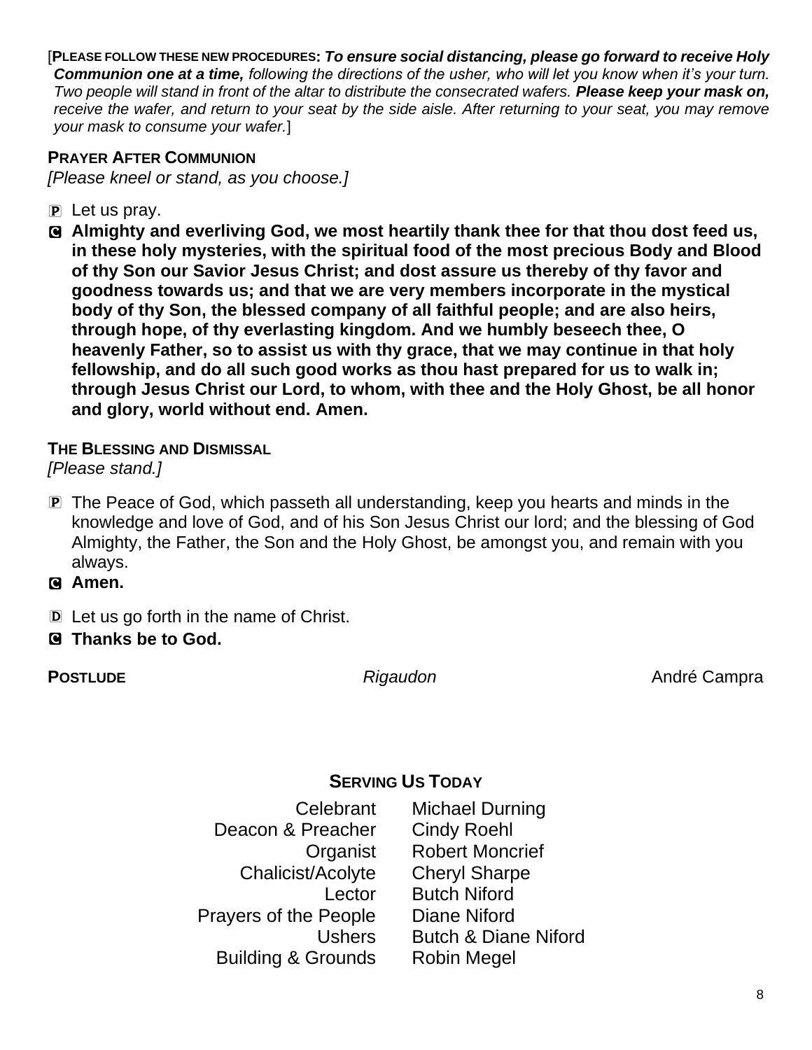[**PLEASE FOLLOW THESE NEW PROCEDURES:** ***To ensure social distancing, please go forward to receive Holy Communion one at a time,*** *following the directions of the usher, who will let you know when it's your turn. Two people will stand in front of the altar to distribute the consecrated wafers.* ***Please keep your mask on,*** *receive the wafer, and return to your seat by the side aisle. After returning to your seat, you may remove your mask to consume your wafer.*]

**PRAYER AFTER COMMUNION**

*[Please kneel or stand, as you choose.]*

P Let us pray.

C **Almighty and everliving God, we most heartily thank thee for that thou dost feed us, in these holy mysteries, with the spiritual food of the most precious Body and Blood of thy Son our Savior Jesus Christ; and dost assure us thereby of thy favor and goodness towards us; and that we are very members incorporate in the mystical body of thy Son, the blessed company of all faithful people; and are also heirs, through hope, of thy everlasting kingdom. And we humbly beseech thee, O heavenly Father, so to assist us with thy grace, that we may continue in that holy fellowship, and do all such good works as thou hast prepared for us to walk in; through Jesus Christ our Lord, to whom, with thee and the Holy Ghost, be all honor and glory, world without end. Amen.**

**THE BLESSING AND DISMISSAL**

*[Please stand.]*

P The Peace of God, which passeth all understanding, keep you hearts and minds in the knowledge and love of God, and of his Son Jesus Christ our lord; and the blessing of God Almighty, the Father, the Son and the Holy Ghost, be amongst you, and remain with you always.

C **Amen.**

D Let us go forth in the name of Christ.

C **Thanks be to God.**

**POSTLUDE** *Rigaudon* André Campra

**SERVING US TODAY**

| | |
|---|---|
| Celebrant | Michael Durning |
| Deacon & Preacher | Cindy Roehl |
| Organist | Robert Moncrief |
| Chalicist/Acolyte | Cheryl Sharpe |
| Lector | Butch Niford |
| Prayers of the People | Diane Niford |
| Ushers | Butch & Diane Niford |
| Building & Grounds | Robin Megel |